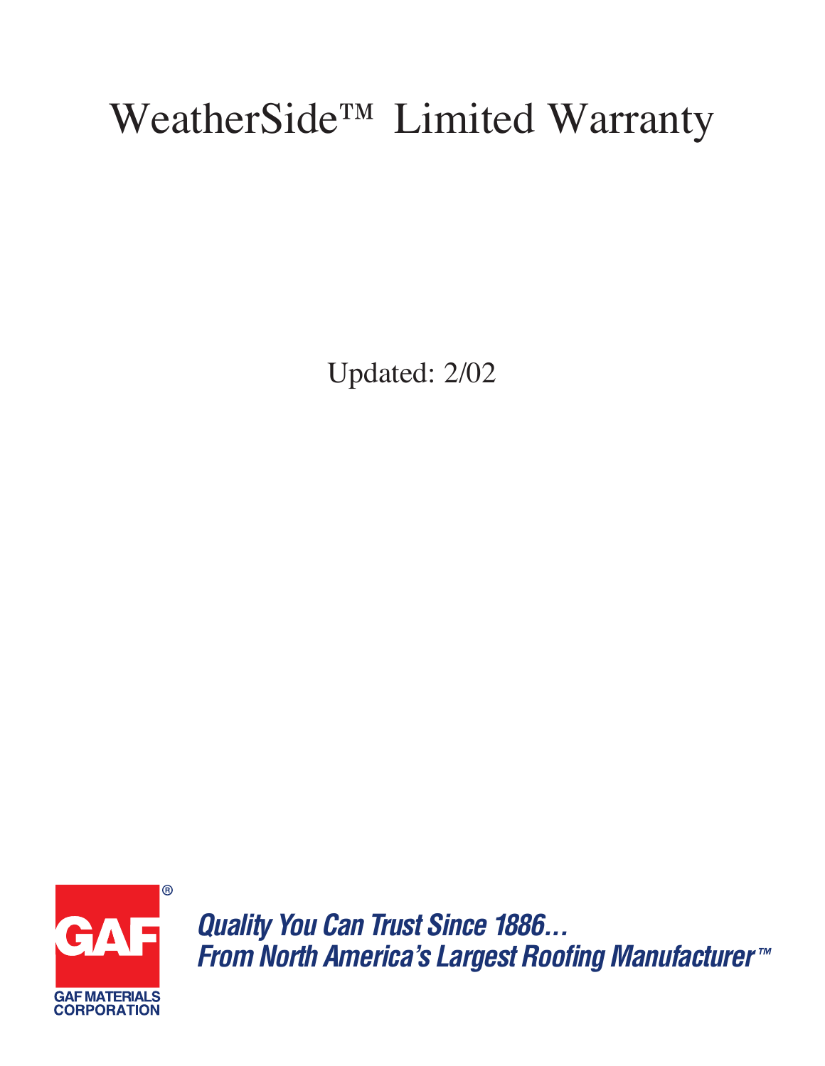# WeatherSide™ Limited Warranty

Updated: 2/02

GAF®

GAF MATERIALS CORPORATION

***Quality You Can Trust Since 1886…***
***From North America's Largest Roofing Manufacturer™***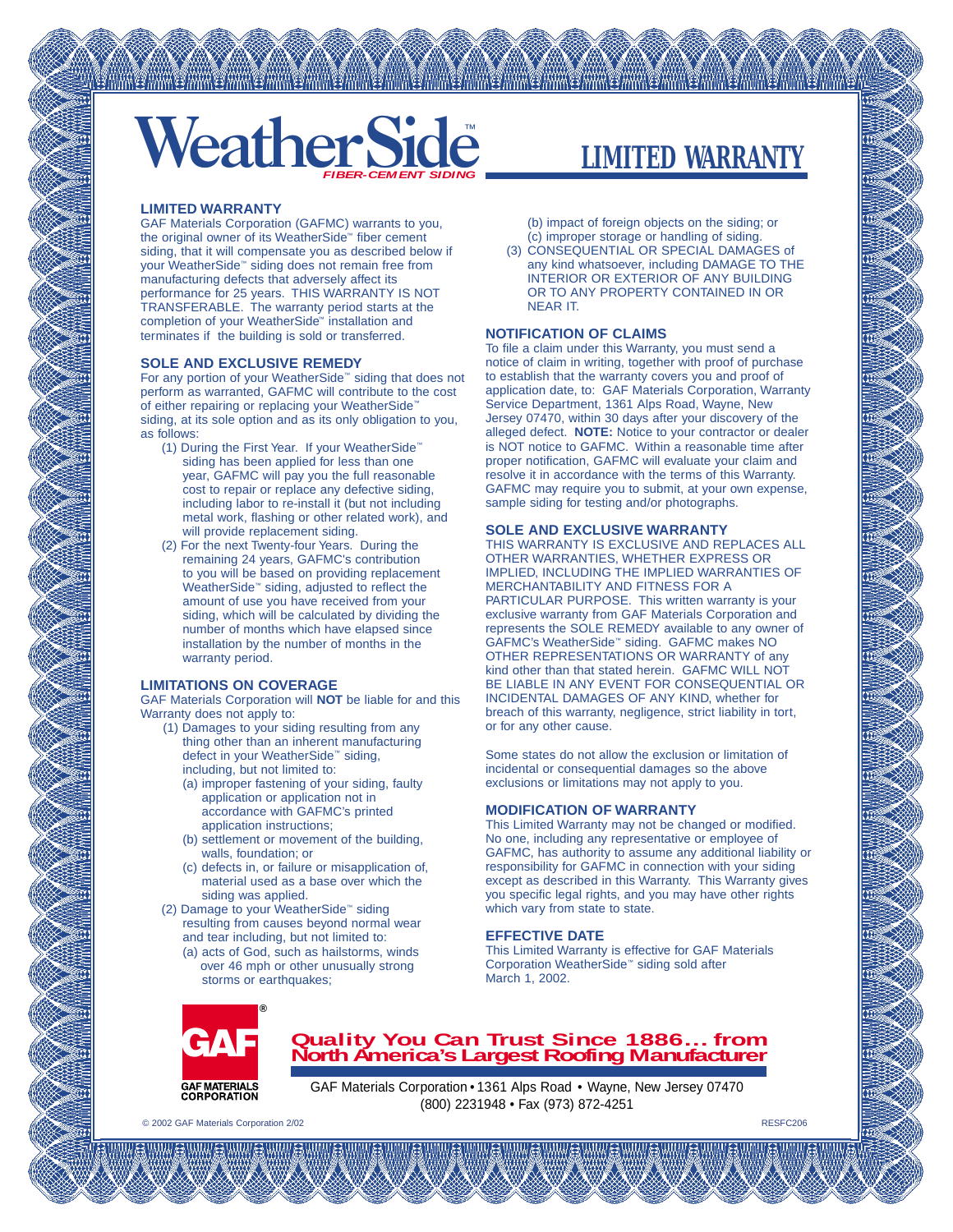# WeatherSide™ FIBER-CEMENT SIDING

# LIMITED WARRANTY

## LIMITED WARRANTY

GAF Materials Corporation (GAFMC) warrants to you, the original owner of its WeatherSide™ fiber cement siding, that it will compensate you as described below if your WeatherSide™ siding does not remain free from manufacturing defects that adversely affect its performance for 25 years. THIS WARRANTY IS NOT TRANSFERABLE. The warranty period starts at the completion of your WeatherSide™ installation and terminates if the building is sold or transferred.

## SOLE AND EXCLUSIVE REMEDY

For any portion of your WeatherSide™ siding that does not perform as warranted, GAFMC will contribute to the cost of either repairing or replacing your WeatherSide™ siding, at its sole option and as its only obligation to you, as follows:

(1) During the First Year. If your WeatherSide™ siding has been applied for less than one year, GAFMC will pay you the full reasonable cost to repair or replace any defective siding, including labor to re-install it (but not including metal work, flashing or other related work), and will provide replacement siding.

(2) For the next Twenty-four Years. During the remaining 24 years, GAFMC's contribution to you will be based on providing replacement WeatherSide™ siding, adjusted to reflect the amount of use you have received from your siding, which will be calculated by dividing the number of months which have elapsed since installation by the number of months in the warranty period.

## LIMITATIONS ON COVERAGE

GAF Materials Corporation will **NOT** be liable for and this Warranty does not apply to:

(1) Damages to your siding resulting from any thing other than an inherent manufacturing defect in your WeatherSide™ siding, including, but not limited to:
   - (a) improper fastening of your siding, faulty application or application not in accordance with GAFMC's printed application instructions;
   - (b) settlement or movement of the building, walls, foundation; or
   - (c) defects in, or failure or misapplication of, material used as a base over which the siding was applied.

(2) Damage to your WeatherSide™ siding resulting from causes beyond normal wear and tear including, but not limited to:
   - (a) acts of God, such as hailstorms, winds over 46 mph or other unusually strong storms or earthquakes;
   - (b) impact of foreign objects on the siding; or
   - (c) improper storage or handling of siding.

(3) CONSEQUENTIAL OR SPECIAL DAMAGES of any kind whatsoever, including DAMAGE TO THE INTERIOR OR EXTERIOR OF ANY BUILDING OR TO ANY PROPERTY CONTAINED IN OR NEAR IT.

## NOTIFICATION OF CLAIMS

To file a claim under this Warranty, you must send a notice of claim in writing, together with proof of purchase to establish that the warranty covers you and proof of application date, to: GAF Materials Corporation, Warranty Service Department, 1361 Alps Road, Wayne, New Jersey 07470, within 30 days after your discovery of the alleged defect. **NOTE:** Notice to your contractor or dealer is NOT notice to GAFMC. Within a reasonable time after proper notification, GAFMC will evaluate your claim and resolve it in accordance with the terms of this Warranty. GAFMC may require you to submit, at your own expense, sample siding for testing and/or photographs.

## SOLE AND EXCLUSIVE WARRANTY

THIS WARRANTY IS EXCLUSIVE AND REPLACES ALL OTHER WARRANTIES, WHETHER EXPRESS OR IMPLIED, INCLUDING THE IMPLIED WARRANTIES OF MERCHANTABILITY AND FITNESS FOR A PARTICULAR PURPOSE. This written warranty is your exclusive warranty from GAF Materials Corporation and represents the SOLE REMEDY available to any owner of GAFMC's WeatherSide™ siding. GAFMC makes NO OTHER REPRESENTATIONS OR WARRANTY of any kind other than that stated herein. GAFMC WILL NOT BE LIABLE IN ANY EVENT FOR CONSEQUENTIAL OR INCIDENTAL DAMAGES OF ANY KIND, whether for breach of this warranty, negligence, strict liability in tort, or for any other cause.

Some states do not allow the exclusion or limitation of incidental or consequential damages so the above exclusions or limitations may not apply to you.

## MODIFICATION OF WARRANTY

This Limited Warranty may not be changed or modified. No one, including any representative or employee of GAFMC, has authority to assume any additional liability or responsibility for GAFMC in connection with your siding except as described in this Warranty. This Warranty gives you specific legal rights, and you may have other rights which vary from state to state.

## EFFECTIVE DATE

This Limited Warranty is effective for GAF Materials Corporation WeatherSide™ siding sold after March 1, 2002.

GAF® GAF MATERIALS CORPORATION

**Quality You Can Trust Since 1886... from North America's Largest Roofing Manufacturer**

GAF Materials Corporation • 1361 Alps Road • Wayne, New Jersey 07470
(800) 2231948 • Fax (973) 872-4251

© 2002 GAF Materials Corporation 2/02

RESFC206